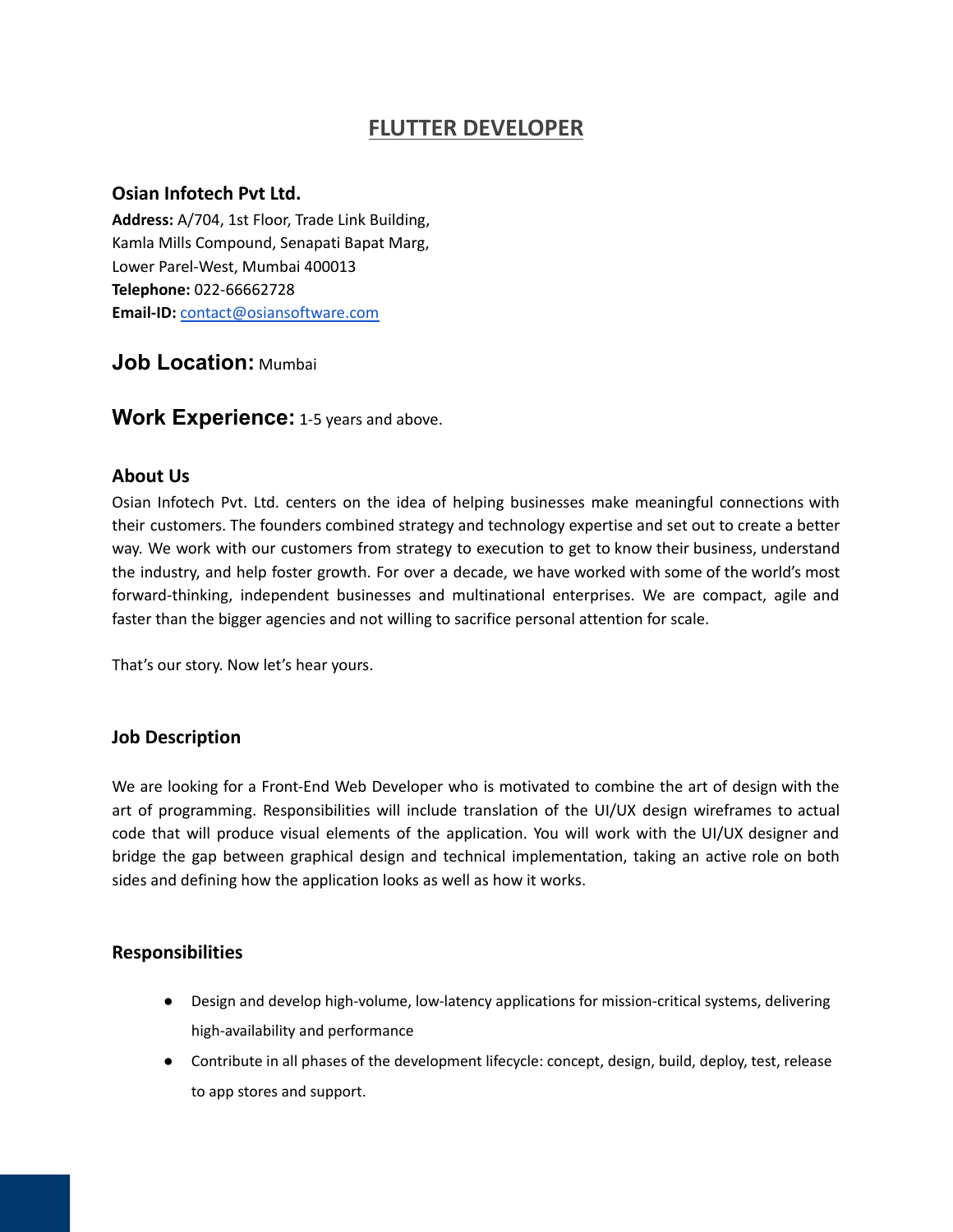# FLUTTER DEVELOPER

**Osian Infotech Pvt Ltd.**
**Address:** A/704, 1st Floor, Trade Link Building,
Kamla Mills Compound, Senapati Bapat Marg,
Lower Parel-West, Mumbai 400013
**Telephone:** 022-66662728
**Email-ID:** contact@osiansoftware.com

## Job Location: Mumbai

## Work Experience: 1-5 years and above.

### About Us

Osian Infotech Pvt. Ltd. centers on the idea of helping businesses make meaningful connections with their customers. The founders combined strategy and technology expertise and set out to create a better way. We work with our customers from strategy to execution to get to know their business, understand the industry, and help foster growth. For over a decade, we have worked with some of the world's most forward-thinking, independent businesses and multinational enterprises. We are compact, agile and faster than the bigger agencies and not willing to sacrifice personal attention for scale.

That's our story. Now let's hear yours.

### Job Description

We are looking for a Front-End Web Developer who is motivated to combine the art of design with the art of programming. Responsibilities will include translation of the UI/UX design wireframes to actual code that will produce visual elements of the application. You will work with the UI/UX designer and bridge the gap between graphical design and technical implementation, taking an active role on both sides and defining how the application looks as well as how it works.

### Responsibilities

- Design and develop high-volume, low-latency applications for mission-critical systems, delivering high-availability and performance
- Contribute in all phases of the development lifecycle: concept, design, build, deploy, test, release to app stores and support.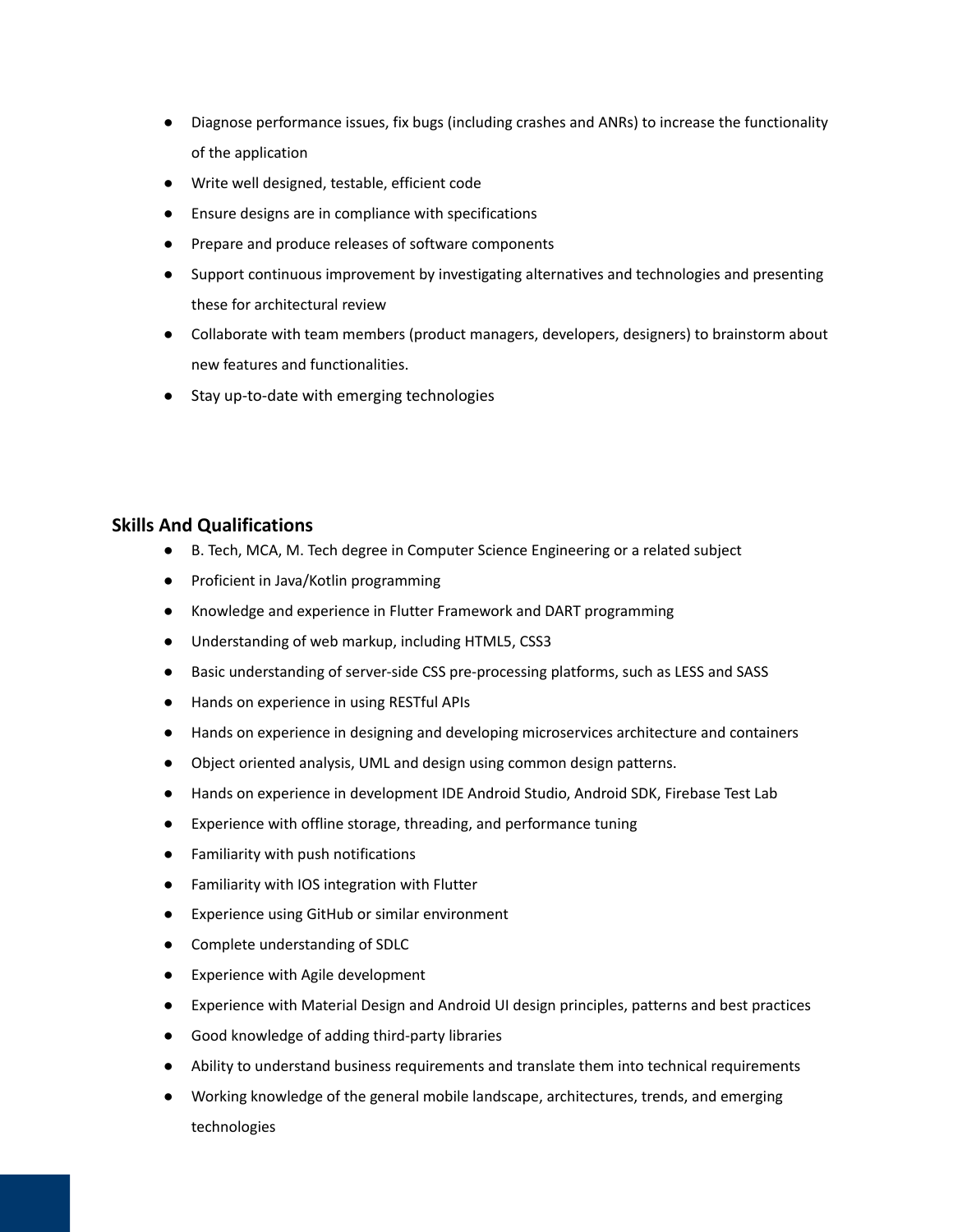- Diagnose performance issues, fix bugs (including crashes and ANRs) to increase the functionality of the application
- Write well designed, testable, efficient code
- Ensure designs are in compliance with specifications
- Prepare and produce releases of software components
- Support continuous improvement by investigating alternatives and technologies and presenting these for architectural review
- Collaborate with team members (product managers, developers, designers) to brainstorm about new features and functionalities.
- Stay up-to-date with emerging technologies

## Skills And Qualifications

- B. Tech, MCA, M. Tech degree in Computer Science Engineering or a related subject
- Proficient in Java/Kotlin programming
- Knowledge and experience in Flutter Framework and DART programming
- Understanding of web markup, including HTML5, CSS3
- Basic understanding of server-side CSS pre-processing platforms, such as LESS and SASS
- Hands on experience in using RESTful APIs
- Hands on experience in designing and developing microservices architecture and containers
- Object oriented analysis, UML and design using common design patterns.
- Hands on experience in development IDE Android Studio, Android SDK, Firebase Test Lab
- Experience with offline storage, threading, and performance tuning
- Familiarity with push notifications
- Familiarity with IOS integration with Flutter
- Experience using GitHub or similar environment
- Complete understanding of SDLC
- Experience with Agile development
- Experience with Material Design and Android UI design principles, patterns and best practices
- Good knowledge of adding third-party libraries
- Ability to understand business requirements and translate them into technical requirements
- Working knowledge of the general mobile landscape, architectures, trends, and emerging technologies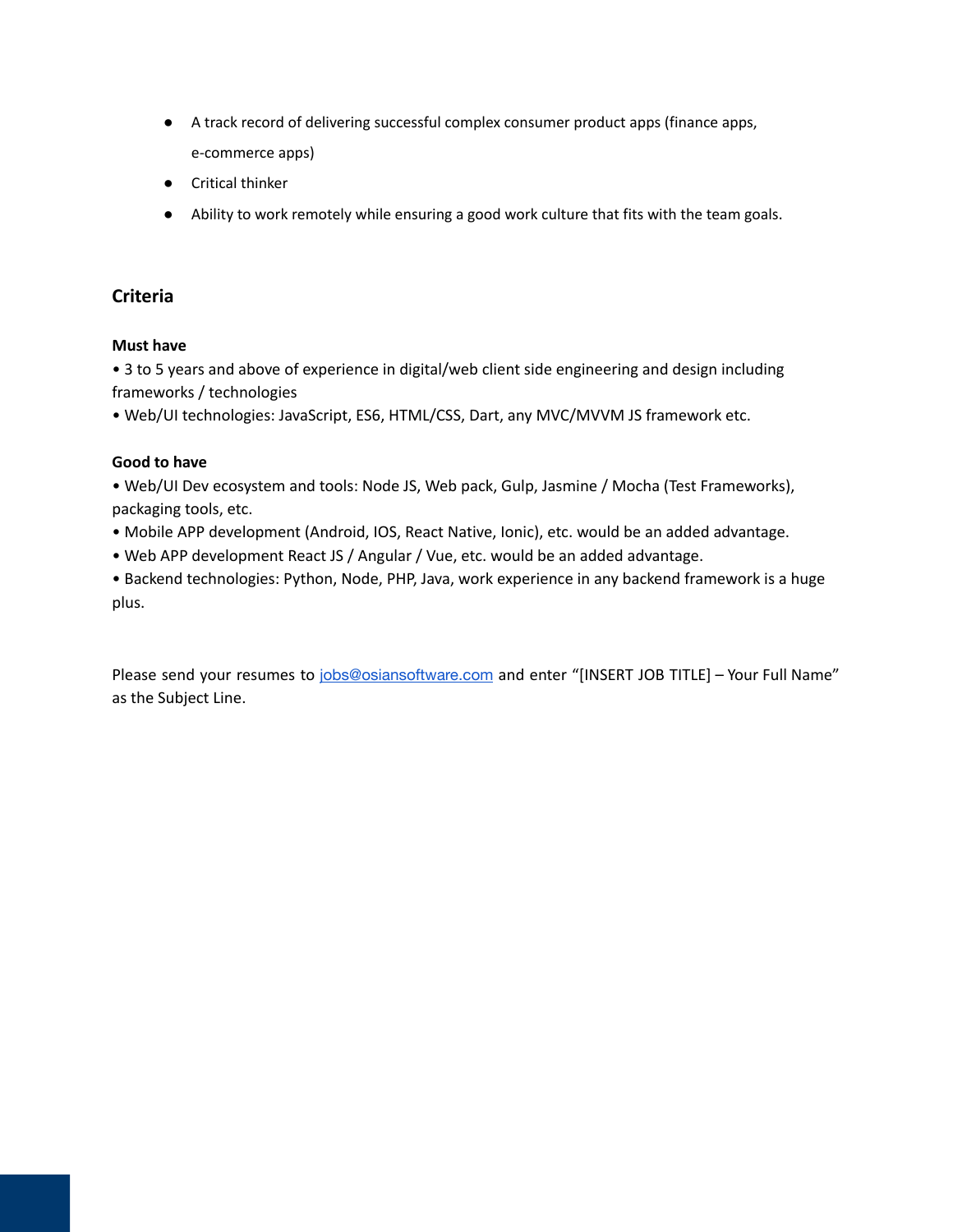- A track record of delivering successful complex consumer product apps (finance apps, e-commerce apps)
- Critical thinker
- Ability to work remotely while ensuring a good work culture that fits with the team goals.

## Criteria

**Must have**

• 3 to 5 years and above of experience in digital/web client side engineering and design including frameworks / technologies
• Web/UI technologies: JavaScript, ES6, HTML/CSS, Dart, any MVC/MVVM JS framework etc.

**Good to have**

• Web/UI Dev ecosystem and tools: Node JS, Web pack, Gulp, Jasmine / Mocha (Test Frameworks), packaging tools, etc.
• Mobile APP development (Android, IOS, React Native, Ionic), etc. would be an added advantage.
• Web APP development React JS / Angular / Vue, etc. would be an added advantage.
• Backend technologies: Python, Node, PHP, Java, work experience in any backend framework is a huge plus.

Please send your resumes to [jobs@osiansoftware.com](mailto:jobs@osiansoftware.com) and enter "[INSERT JOB TITLE] – Your Full Name" as the Subject Line.